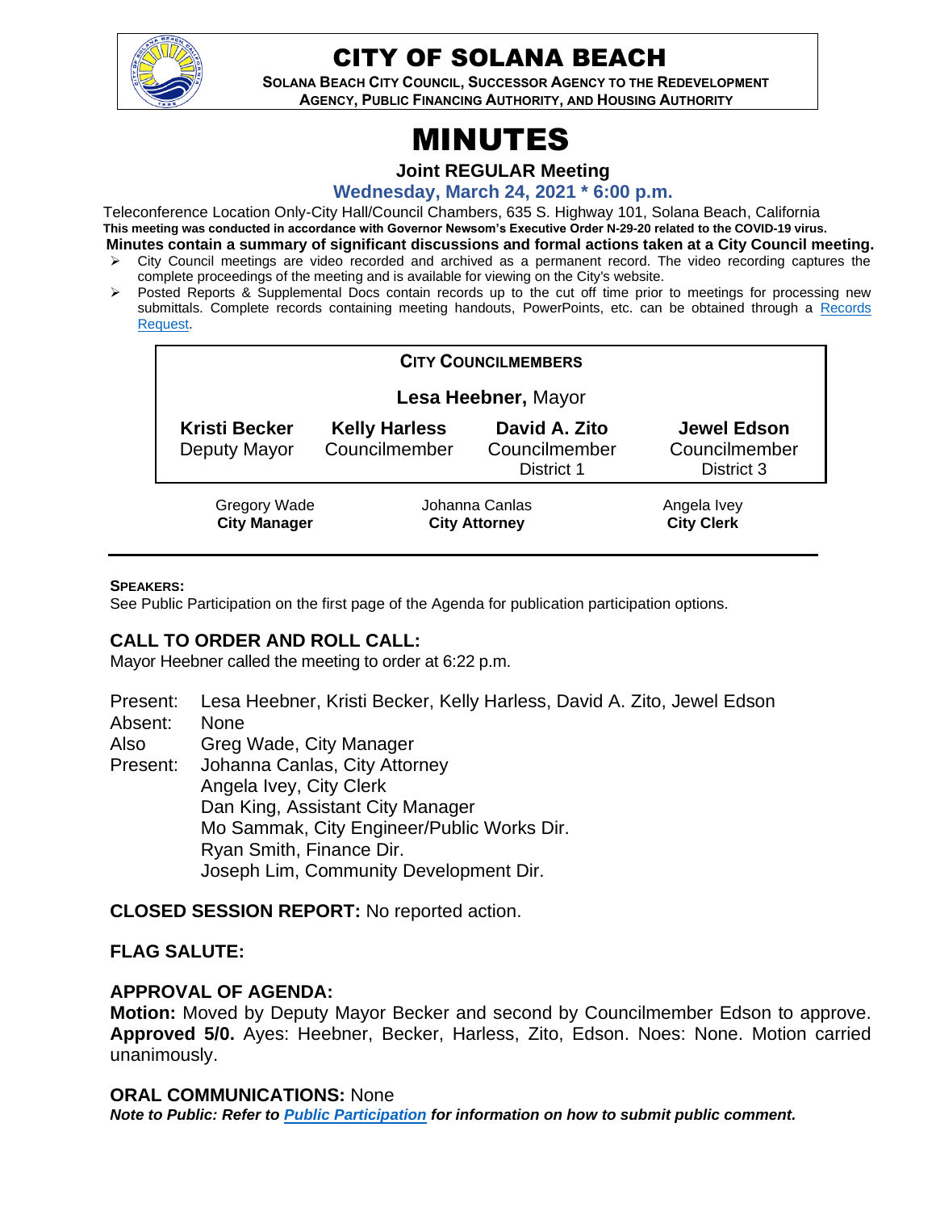# CITY OF SOLANA BEACH

**SOLANA BEACH CITY COUNCIL, SUCCESSOR AGENCY TO THE REDEVELOPMENT AGENCY, PUBLIC FINANCING AUTHORITY, AND HOUSING AUTHORITY**

# MINUTES

**Joint REGULAR Meeting**

**Wednesday, March 24, 2021 * 6:00 p.m.**

Teleconference Location Only-City Hall/Council Chambers, 635 S. Highway 101, Solana Beach, California

**This meeting was conducted in accordance with Governor Newsom's Executive Order N-29-20 related to the COVID-19 virus.**

**Minutes contain a summary of significant discussions and formal actions taken at a City Council meeting.**

- City Council meetings are video recorded and archived as a permanent record. The video recording captures the complete proceedings of the meeting and is available for viewing on the City's website.
- Posted Reports & Supplemental Docs contain records up to the cut off time prior to meetings for processing new submittals. Complete records containing meeting handouts, PowerPoints, etc. can be obtained through a Records Request.

**CITY COUNCILMEMBERS**

**Lesa Heebner,** Mayor

| **Kristi Becker** Deputy Mayor | **Kelly Harless** Councilmember | **David A. Zito** Councilmember District 1 | **Jewel Edson** Councilmember District 3 |
|---|---|---|---|

| Gregory Wade **City Manager** | Johanna Canlas **City Attorney** | Angela Ivey **City Clerk** |
|---|---|---|

**SPEAKERS:**
See Public Participation on the first page of the Agenda for publication participation options.

## CALL TO ORDER AND ROLL CALL:

Mayor Heebner called the meeting to order at 6:22 p.m.

Present: Lesa Heebner, Kristi Becker, Kelly Harless, David A. Zito, Jewel Edson
Absent: None
Also Present: Greg Wade, City Manager
Johanna Canlas, City Attorney
Angela Ivey, City Clerk
Dan King, Assistant City Manager
Mo Sammak, City Engineer/Public Works Dir.
Ryan Smith, Finance Dir.
Joseph Lim, Community Development Dir.

**CLOSED SESSION REPORT:** No reported action.

**FLAG SALUTE:**

**APPROVAL OF AGENDA:**

**Motion:** Moved by Deputy Mayor Becker and second by Councilmember Edson to approve. **Approved 5/0.** Ayes: Heebner, Becker, Harless, Zito, Edson. Noes: None. Motion carried unanimously.

**ORAL COMMUNICATIONS:** None

***Note to Public: Refer to Public Participation for information on how to submit public comment.***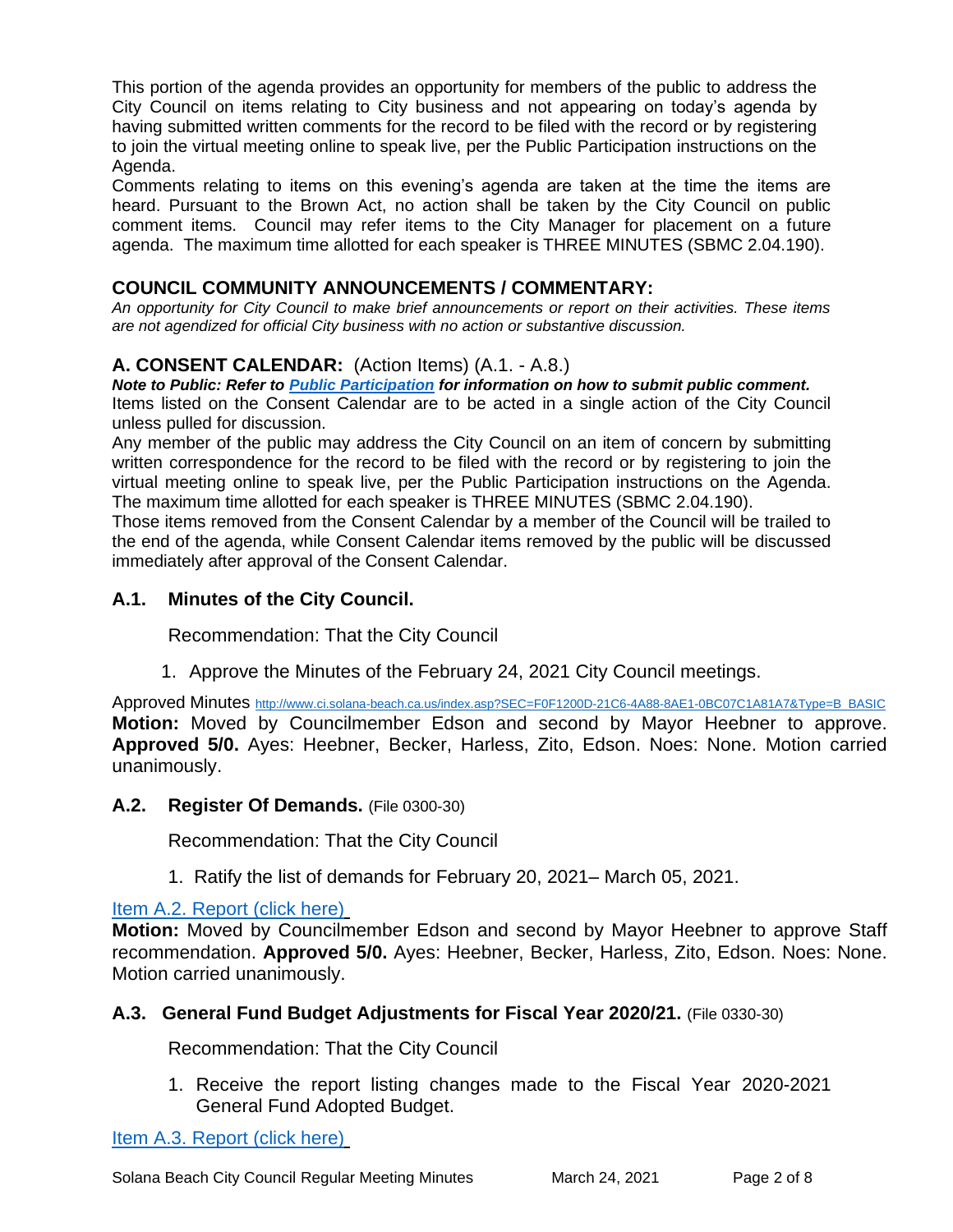This portion of the agenda provides an opportunity for members of the public to address the City Council on items relating to City business and not appearing on today's agenda by having submitted written comments for the record to be filed with the record or by registering to join the virtual meeting online to speak live, per the Public Participation instructions on the Agenda.

Comments relating to items on this evening's agenda are taken at the time the items are heard. Pursuant to the Brown Act, no action shall be taken by the City Council on public comment items. Council may refer items to the City Manager for placement on a future agenda. The maximum time allotted for each speaker is THREE MINUTES (SBMC 2.04.190).

## COUNCIL COMMUNITY ANNOUNCEMENTS / COMMENTARY:

*An opportunity for City Council to make brief announcements or report on their activities. These items are not agendized for official City business with no action or substantive discussion.*

## A. CONSENT CALENDAR: (Action Items) (A.1. - A.8.)

***Note to Public: Refer to [Public Participation](#) for information on how to submit public comment.***

Items listed on the Consent Calendar are to be acted in a single action of the City Council unless pulled for discussion.

Any member of the public may address the City Council on an item of concern by submitting written correspondence for the record to be filed with the record or by registering to join the virtual meeting online to speak live, per the Public Participation instructions on the Agenda. The maximum time allotted for each speaker is THREE MINUTES (SBMC 2.04.190).

Those items removed from the Consent Calendar by a member of the Council will be trailed to the end of the agenda, while Consent Calendar items removed by the public will be discussed immediately after approval of the Consent Calendar.

### A.1. Minutes of the City Council.

Recommendation: That the City Council

1. Approve the Minutes of the February 24, 2021 City Council meetings.

Approved Minutes http://www.ci.solana-beach.ca.us/index.asp?SEC=F0F1200D-21C6-4A88-8AE1-0BC07C1A81A7&Type=B_BASIC

**Motion:** Moved by Councilmember Edson and second by Mayor Heebner to approve. **Approved 5/0.** Ayes: Heebner, Becker, Harless, Zito, Edson. Noes: None. Motion carried unanimously.

### A.2. Register Of Demands. (File 0300-30)

Recommendation: That the City Council

1. Ratify the list of demands for February 20, 2021– March 05, 2021.

[Item A.2. Report (click here)](#)

**Motion:** Moved by Councilmember Edson and second by Mayor Heebner to approve Staff recommendation. **Approved 5/0.** Ayes: Heebner, Becker, Harless, Zito, Edson. Noes: None. Motion carried unanimously.

### A.3. General Fund Budget Adjustments for Fiscal Year 2020/21. (File 0330-30)

Recommendation: That the City Council

1. Receive the report listing changes made to the Fiscal Year 2020-2021 General Fund Adopted Budget.

[Item A.3. Report (click here)](#)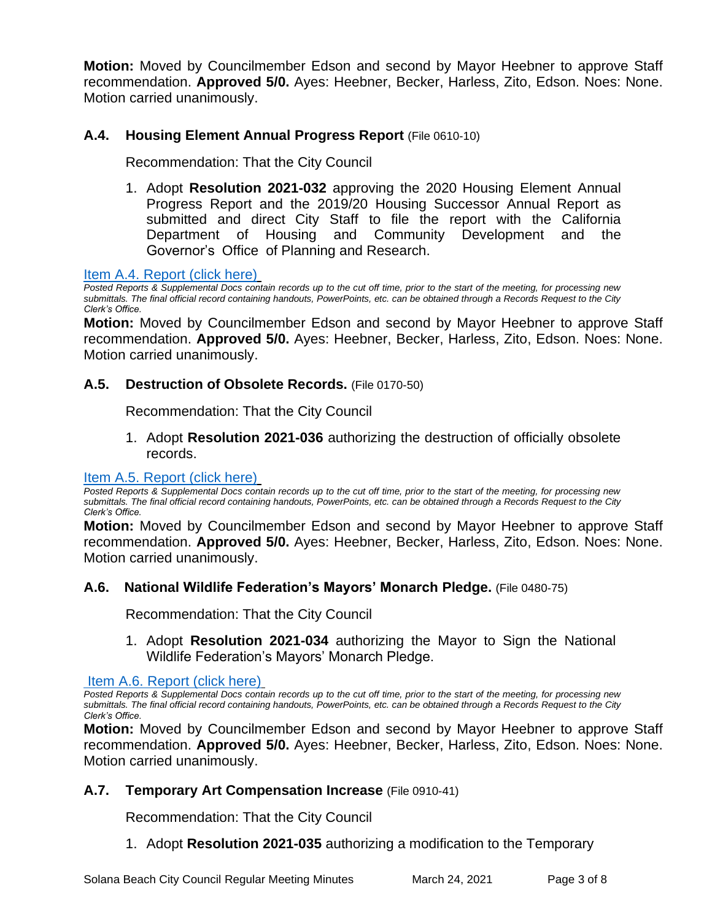**Motion:** Moved by Councilmember Edson and second by Mayor Heebner to approve Staff recommendation. **Approved 5/0.** Ayes: Heebner, Becker, Harless, Zito, Edson. Noes: None. Motion carried unanimously.

### A.4. Housing Element Annual Progress Report (File 0610-10)

Recommendation: That the City Council

1. Adopt **Resolution 2021-032** approving the 2020 Housing Element Annual Progress Report and the 2019/20 Housing Successor Annual Report as submitted and direct City Staff to file the report with the California Department of Housing and Community Development and the Governor's Office of Planning and Research.

Item A.4. Report (click here)

*Posted Reports & Supplemental Docs contain records up to the cut off time, prior to the start of the meeting, for processing new submittals. The final official record containing handouts, PowerPoints, etc. can be obtained through a Records Request to the City Clerk's Office.*

**Motion:** Moved by Councilmember Edson and second by Mayor Heebner to approve Staff recommendation. **Approved 5/0.** Ayes: Heebner, Becker, Harless, Zito, Edson. Noes: None. Motion carried unanimously.

### A.5. Destruction of Obsolete Records. (File 0170-50)

Recommendation: That the City Council

1. Adopt **Resolution 2021-036** authorizing the destruction of officially obsolete records.

Item A.5. Report (click here)

*Posted Reports & Supplemental Docs contain records up to the cut off time, prior to the start of the meeting, for processing new submittals. The final official record containing handouts, PowerPoints, etc. can be obtained through a Records Request to the City Clerk's Office.*

**Motion:** Moved by Councilmember Edson and second by Mayor Heebner to approve Staff recommendation. **Approved 5/0.** Ayes: Heebner, Becker, Harless, Zito, Edson. Noes: None. Motion carried unanimously.

### A.6. National Wildlife Federation's Mayors' Monarch Pledge. (File 0480-75)

Recommendation: That the City Council

1. Adopt **Resolution 2021-034** authorizing the Mayor to Sign the National Wildlife Federation's Mayors' Monarch Pledge.

Item A.6. Report (click here)

*Posted Reports & Supplemental Docs contain records up to the cut off time, prior to the start of the meeting, for processing new submittals. The final official record containing handouts, PowerPoints, etc. can be obtained through a Records Request to the City Clerk's Office.*

**Motion:** Moved by Councilmember Edson and second by Mayor Heebner to approve Staff recommendation. **Approved 5/0.** Ayes: Heebner, Becker, Harless, Zito, Edson. Noes: None. Motion carried unanimously.

### A.7. Temporary Art Compensation Increase (File 0910-41)

Recommendation: That the City Council

1. Adopt **Resolution 2021-035** authorizing a modification to the Temporary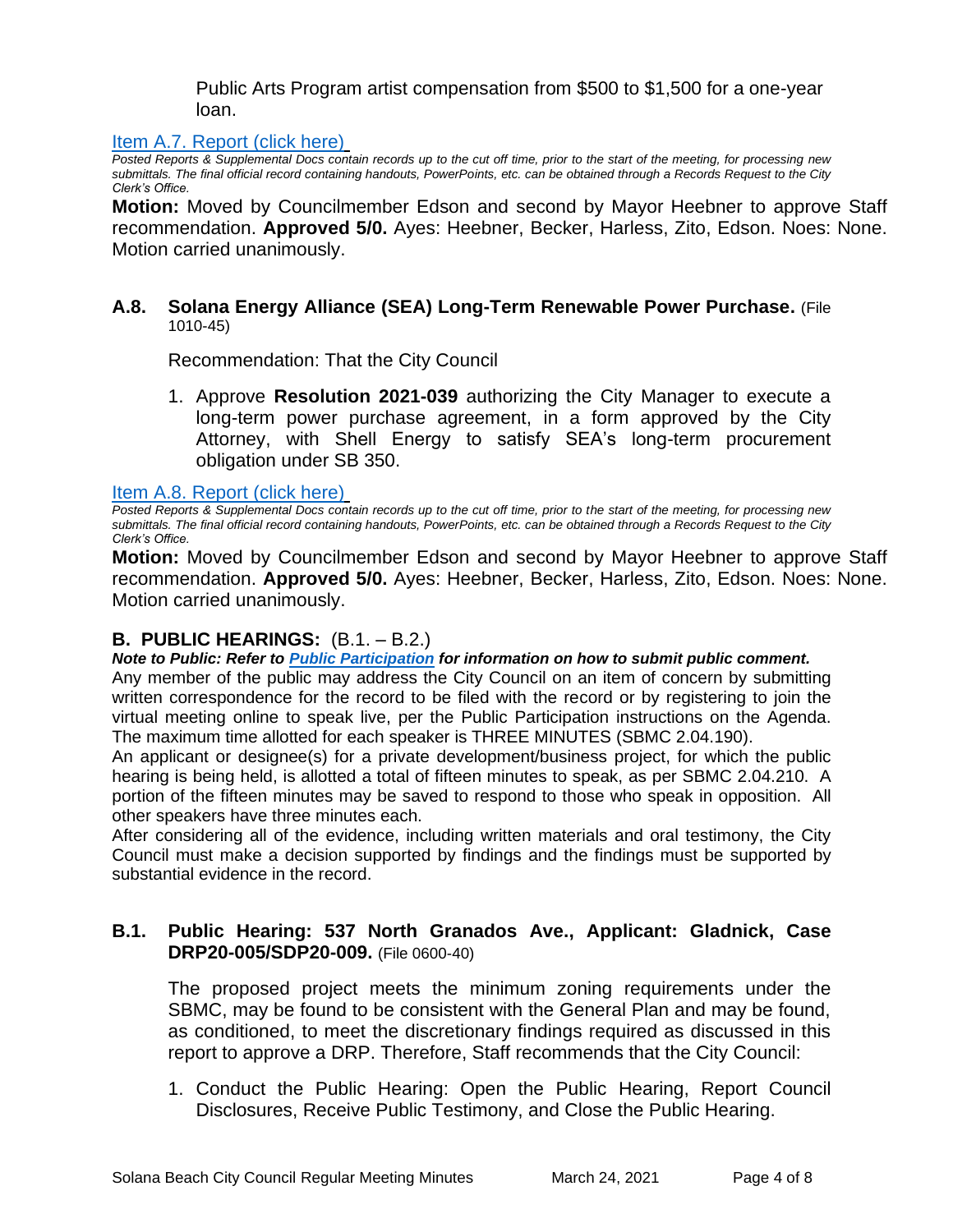Public Arts Program artist compensation from $500 to $1,500 for a one-year loan.

[Item A.7. Report (click here)](#)

*Posted Reports & Supplemental Docs contain records up to the cut off time, prior to the start of the meeting, for processing new submittals. The final official record containing handouts, PowerPoints, etc. can be obtained through a Records Request to the City Clerk's Office.*

**Motion:** Moved by Councilmember Edson and second by Mayor Heebner to approve Staff recommendation. **Approved 5/0.** Ayes: Heebner, Becker, Harless, Zito, Edson. Noes: None. Motion carried unanimously.

### A.8. Solana Energy Alliance (SEA) Long-Term Renewable Power Purchase. (File 1010-45)

Recommendation: That the City Council

1. Approve **Resolution 2021-039** authorizing the City Manager to execute a long-term power purchase agreement, in a form approved by the City Attorney, with Shell Energy to satisfy SEA's long-term procurement obligation under SB 350.

[Item A.8. Report (click here)](#)

*Posted Reports & Supplemental Docs contain records up to the cut off time, prior to the start of the meeting, for processing new submittals. The final official record containing handouts, PowerPoints, etc. can be obtained through a Records Request to the City Clerk's Office.*

**Motion:** Moved by Councilmember Edson and second by Mayor Heebner to approve Staff recommendation. **Approved 5/0.** Ayes: Heebner, Becker, Harless, Zito, Edson. Noes: None. Motion carried unanimously.

## B. PUBLIC HEARINGS: (B.1. – B.2.)

***Note to Public: Refer to [Public Participation](#) for information on how to submit public comment.***

Any member of the public may address the City Council on an item of concern by submitting written correspondence for the record to be filed with the record or by registering to join the virtual meeting online to speak live, per the Public Participation instructions on the Agenda. The maximum time allotted for each speaker is THREE MINUTES (SBMC 2.04.190).

An applicant or designee(s) for a private development/business project, for which the public hearing is being held, is allotted a total of fifteen minutes to speak, as per SBMC 2.04.210. A portion of the fifteen minutes may be saved to respond to those who speak in opposition. All other speakers have three minutes each.

After considering all of the evidence, including written materials and oral testimony, the City Council must make a decision supported by findings and the findings must be supported by substantial evidence in the record.

### B.1. Public Hearing: 537 North Granados Ave., Applicant: Gladnick, Case DRP20-005/SDP20-009. (File 0600-40)

The proposed project meets the minimum zoning requirements under the SBMC, may be found to be consistent with the General Plan and may be found, as conditioned, to meet the discretionary findings required as discussed in this report to approve a DRP. Therefore, Staff recommends that the City Council:

1. Conduct the Public Hearing: Open the Public Hearing, Report Council Disclosures, Receive Public Testimony, and Close the Public Hearing.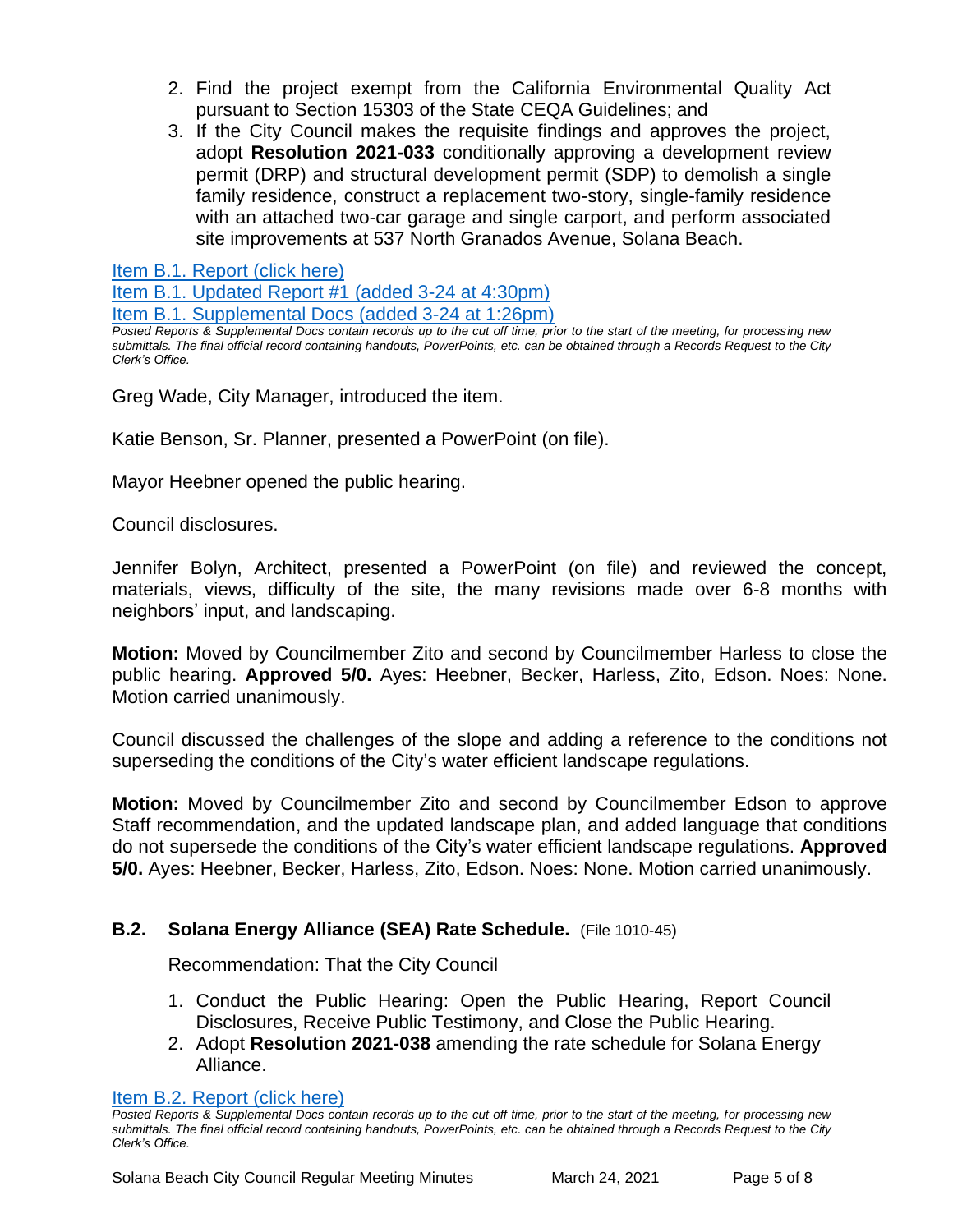2. Find the project exempt from the California Environmental Quality Act pursuant to Section 15303 of the State CEQA Guidelines; and
3. If the City Council makes the requisite findings and approves the project, adopt **Resolution 2021-033** conditionally approving a development review permit (DRP) and structural development permit (SDP) to demolish a single family residence, construct a replacement two-story, single-family residence with an attached two-car garage and single carport, and perform associated site improvements at 537 North Granados Avenue, Solana Beach.

Item B.1. Report (click here)
Item B.1. Updated Report #1 (added 3-24 at 4:30pm)
Item B.1. Supplemental Docs (added 3-24 at 1:26pm)

*Posted Reports & Supplemental Docs contain records up to the cut off time, prior to the start of the meeting, for processing new submittals. The final official record containing handouts, PowerPoints, etc. can be obtained through a Records Request to the City Clerk's Office.*

Greg Wade, City Manager, introduced the item.

Katie Benson, Sr. Planner, presented a PowerPoint (on file).

Mayor Heebner opened the public hearing.

Council disclosures.

Jennifer Bolyn, Architect, presented a PowerPoint (on file) and reviewed the concept, materials, views, difficulty of the site, the many revisions made over 6-8 months with neighbors' input, and landscaping.

**Motion:** Moved by Councilmember Zito and second by Councilmember Harless to close the public hearing. **Approved 5/0.** Ayes: Heebner, Becker, Harless, Zito, Edson. Noes: None. Motion carried unanimously.

Council discussed the challenges of the slope and adding a reference to the conditions not superseding the conditions of the City's water efficient landscape regulations.

**Motion:** Moved by Councilmember Zito and second by Councilmember Edson to approve Staff recommendation, and the updated landscape plan, and added language that conditions do not supersede the conditions of the City's water efficient landscape regulations. **Approved 5/0.** Ayes: Heebner, Becker, Harless, Zito, Edson. Noes: None. Motion carried unanimously.

### B.2. Solana Energy Alliance (SEA) Rate Schedule. (File 1010-45)

Recommendation: That the City Council

1. Conduct the Public Hearing: Open the Public Hearing, Report Council Disclosures, Receive Public Testimony, and Close the Public Hearing.
2. Adopt **Resolution 2021-038** amending the rate schedule for Solana Energy Alliance.

Item B.2. Report (click here)

*Posted Reports & Supplemental Docs contain records up to the cut off time, prior to the start of the meeting, for processing new submittals. The final official record containing handouts, PowerPoints, etc. can be obtained through a Records Request to the City Clerk's Office.*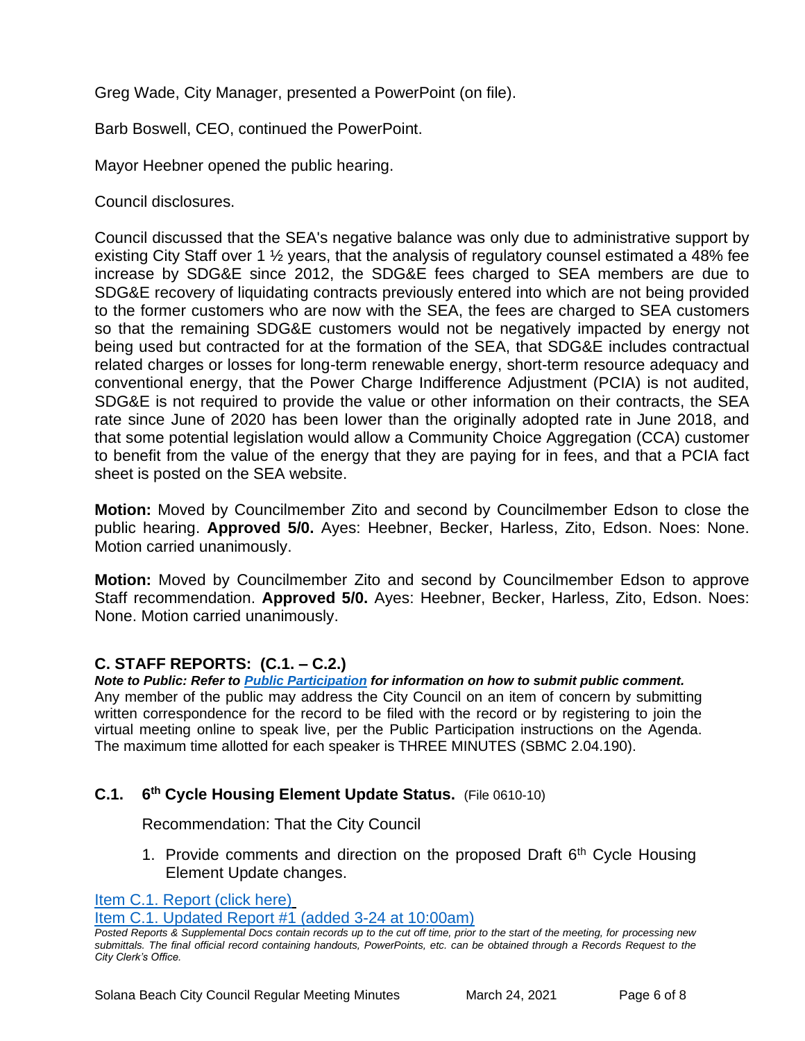Greg Wade, City Manager, presented a PowerPoint (on file).

Barb Boswell, CEO, continued the PowerPoint.

Mayor Heebner opened the public hearing.

Council disclosures.

Council discussed that the SEA's negative balance was only due to administrative support by existing City Staff over 1 ½ years, that the analysis of regulatory counsel estimated a 48% fee increase by SDG&E since 2012, the SDG&E fees charged to SEA members are due to SDG&E recovery of liquidating contracts previously entered into which are not being provided to the former customers who are now with the SEA, the fees are charged to SEA customers so that the remaining SDG&E customers would not be negatively impacted by energy not being used but contracted for at the formation of the SEA, that SDG&E includes contractual related charges or losses for long-term renewable energy, short-term resource adequacy and conventional energy, that the Power Charge Indifference Adjustment (PCIA) is not audited, SDG&E is not required to provide the value or other information on their contracts, the SEA rate since June of 2020 has been lower than the originally adopted rate in June 2018, and that some potential legislation would allow a Community Choice Aggregation (CCA) customer to benefit from the value of the energy that they are paying for in fees, and that a PCIA fact sheet is posted on the SEA website.

**Motion:** Moved by Councilmember Zito and second by Councilmember Edson to close the public hearing. **Approved 5/0.** Ayes: Heebner, Becker, Harless, Zito, Edson. Noes: None. Motion carried unanimously.

**Motion:** Moved by Councilmember Zito and second by Councilmember Edson to approve Staff recommendation. **Approved 5/0.** Ayes: Heebner, Becker, Harless, Zito, Edson. Noes: None. Motion carried unanimously.

## C. STAFF REPORTS: (C.1. – C.2.)

***Note to Public: Refer to Public Participation for information on how to submit public comment.***
Any member of the public may address the City Council on an item of concern by submitting written correspondence for the record to be filed with the record or by registering to join the virtual meeting online to speak live, per the Public Participation instructions on the Agenda. The maximum time allotted for each speaker is THREE MINUTES (SBMC 2.04.190).

### C.1. 6th Cycle Housing Element Update Status. (File 0610-10)

Recommendation: That the City Council

1. Provide comments and direction on the proposed Draft 6th Cycle Housing Element Update changes.

Item C.1. Report (click here)
Item C.1. Updated Report #1 (added 3-24 at 10:00am)

*Posted Reports & Supplemental Docs contain records up to the cut off time, prior to the start of the meeting, for processing new submittals. The final official record containing handouts, PowerPoints, etc. can be obtained through a Records Request to the City Clerk's Office.*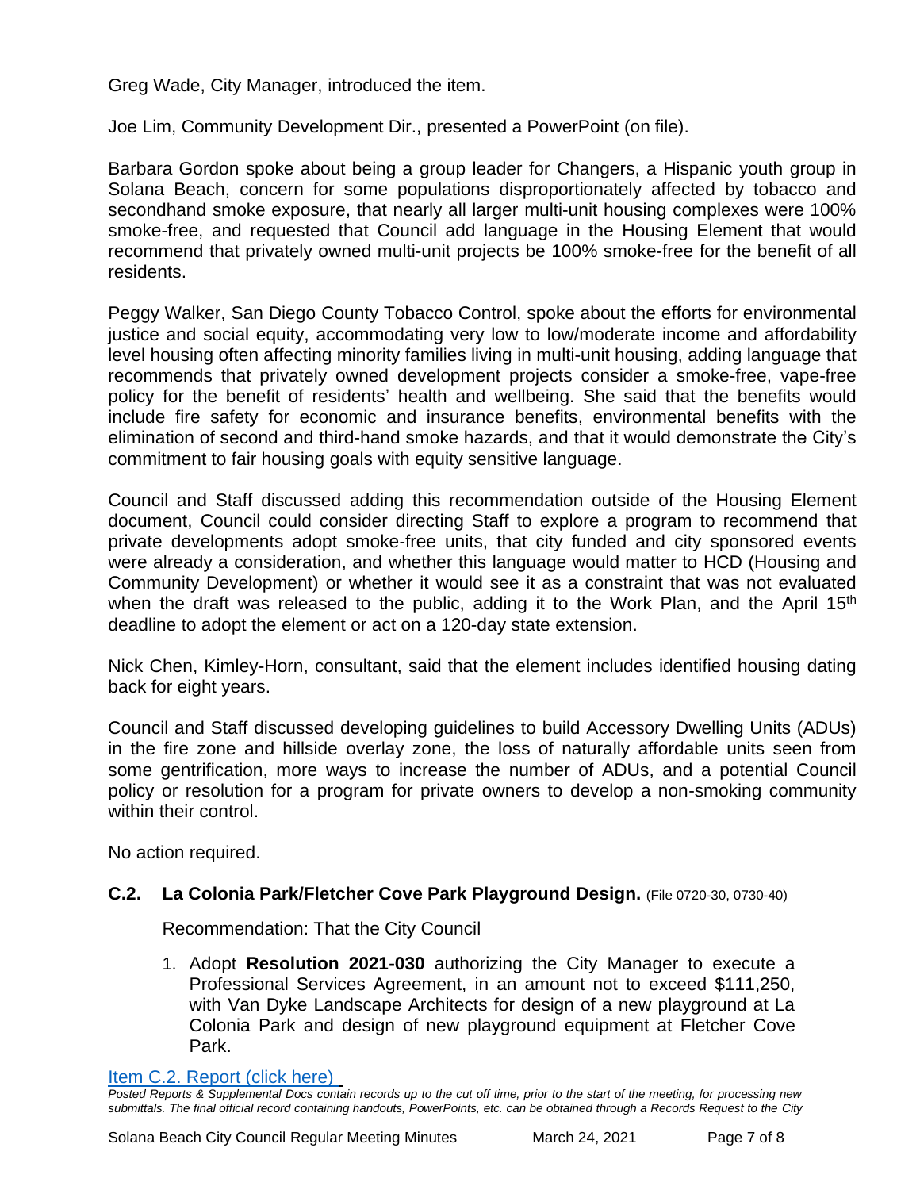Greg Wade, City Manager, introduced the item.

Joe Lim, Community Development Dir., presented a PowerPoint (on file).

Barbara Gordon spoke about being a group leader for Changers, a Hispanic youth group in Solana Beach, concern for some populations disproportionately affected by tobacco and secondhand smoke exposure, that nearly all larger multi-unit housing complexes were 100% smoke-free, and requested that Council add language in the Housing Element that would recommend that privately owned multi-unit projects be 100% smoke-free for the benefit of all residents.

Peggy Walker, San Diego County Tobacco Control, spoke about the efforts for environmental justice and social equity, accommodating very low to low/moderate income and affordability level housing often affecting minority families living in multi-unit housing, adding language that recommends that privately owned development projects consider a smoke-free, vape-free policy for the benefit of residents' health and wellbeing. She said that the benefits would include fire safety for economic and insurance benefits, environmental benefits with the elimination of second and third-hand smoke hazards, and that it would demonstrate the City's commitment to fair housing goals with equity sensitive language.

Council and Staff discussed adding this recommendation outside of the Housing Element document, Council could consider directing Staff to explore a program to recommend that private developments adopt smoke-free units, that city funded and city sponsored events were already a consideration, and whether this language would matter to HCD (Housing and Community Development) or whether it would see it as a constraint that was not evaluated when the draft was released to the public, adding it to the Work Plan, and the April 15th deadline to adopt the element or act on a 120-day state extension.

Nick Chen, Kimley-Horn, consultant, said that the element includes identified housing dating back for eight years.

Council and Staff discussed developing guidelines to build Accessory Dwelling Units (ADUs) in the fire zone and hillside overlay zone, the loss of naturally affordable units seen from some gentrification, more ways to increase the number of ADUs, and a potential Council policy or resolution for a program for private owners to develop a non-smoking community within their control.

No action required.

### C.2. La Colonia Park/Fletcher Cove Park Playground Design. (File 0720-30, 0730-40)

Recommendation: That the City Council

1. Adopt **Resolution 2021-030** authorizing the City Manager to execute a Professional Services Agreement, in an amount not to exceed $111,250, with Van Dyke Landscape Architects for design of a new playground at La Colonia Park and design of new playground equipment at Fletcher Cove Park.

[Item C.2. Report (click here)]

*Posted Reports & Supplemental Docs contain records up to the cut off time, prior to the start of the meeting, for processing new submittals. The final official record containing handouts, PowerPoints, etc. can be obtained through a Records Request to the City*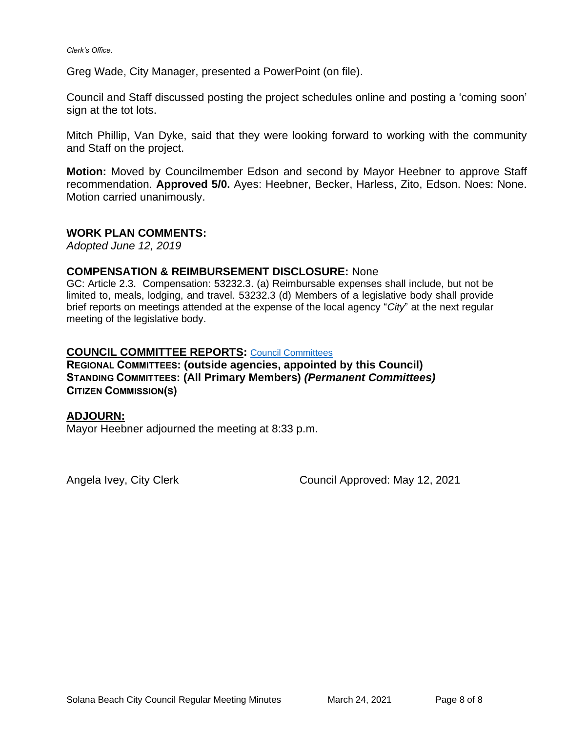*Clerk's Office.*

Greg Wade, City Manager, presented a PowerPoint (on file).

Council and Staff discussed posting the project schedules online and posting a 'coming soon' sign at the tot lots.

Mitch Phillip, Van Dyke, said that they were looking forward to working with the community and Staff on the project.

**Motion:** Moved by Councilmember Edson and second by Mayor Heebner to approve Staff recommendation. **Approved 5/0.** Ayes: Heebner, Becker, Harless, Zito, Edson. Noes: None. Motion carried unanimously.

## WORK PLAN COMMENTS:

*Adopted June 12, 2019*

## COMPENSATION & REIMBURSEMENT DISCLOSURE: None

GC: Article 2.3. Compensation: 53232.3. (a) Reimbursable expenses shall include, but not be limited to, meals, lodging, and travel. 53232.3 (d) Members of a legislative body shall provide brief reports on meetings attended at the expense of the local agency "*City*" at the next regular meeting of the legislative body.

## COUNCIL COMMITTEE REPORTS: Council Committees

**REGIONAL COMMITTEES: (outside agencies, appointed by this Council)**
**STANDING COMMITTEES: (All Primary Members)** ***(Permanent Committees)***
**CITIZEN COMMISSION(S)**

## ADJOURN:

Mayor Heebner adjourned the meeting at 8:33 p.m.

Angela Ivey, City Clerk Council Approved: May 12, 2021